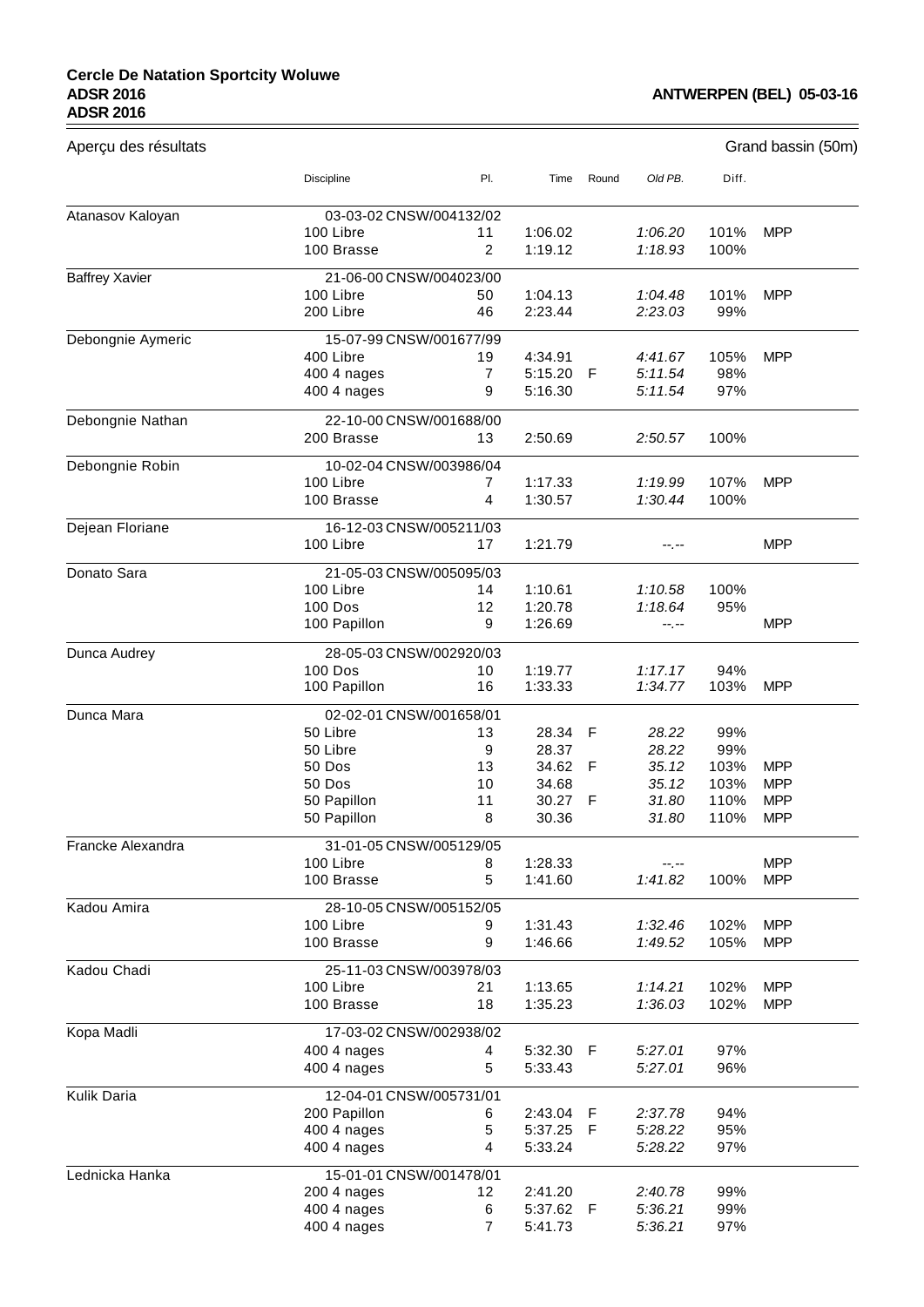**Cercle De Natation Sportcity Woluwe**
**ADSR 2016** **ANTWERPEN (BEL) 05-03-16**
**ADSR 2016**

Aperçu des résultats | Grand bassin (50m)

| | Discipline | Pl. | Time | Round | Old PB. | Diff. | |
|---|---|---|---|---|---|---|---|
| Atanasov Kaloyan | 03-03-02 CNSW/004132/02 | | | | | | |
| | 100 Libre | 11 | 1:06.02 | | *1:06.20* | 101% | MPP |
| | 100 Brasse | 2 | 1:19.12 | | *1:18.93* | 100% | |
| Baffrey Xavier | 21-06-00 CNSW/004023/00 | | | | | | |
| | 100 Libre | 50 | 1:04.13 | | *1:04.48* | 101% | MPP |
| | 200 Libre | 46 | 2:23.44 | | *2:23.03* | 99% | |
| Debongnie Aymeric | 15-07-99 CNSW/001677/99 | | | | | | |
| | 400 Libre | 19 | 4:34.91 | | *4:41.67* | 105% | MPP |
| | 400 4 nages | 7 | 5:15.20 | F | *5:11.54* | 98% | |
| | 400 4 nages | 9 | 5:16.30 | | *5:11.54* | 97% | |
| Debongnie Nathan | 22-10-00 CNSW/001688/00 | | | | | | |
| | 200 Brasse | 13 | 2:50.69 | | *2:50.57* | 100% | |
| Debongnie Robin | 10-02-04 CNSW/003986/04 | | | | | | |
| | 100 Libre | 7 | 1:17.33 | | *1:19.99* | 107% | MPP |
| | 100 Brasse | 4 | 1:30.57 | | *1:30.44* | 100% | |
| Dejean Floriane | 16-12-03 CNSW/005211/03 | | | | | | |
| | 100 Libre | 17 | 1:21.79 | | *--.--* | | MPP |
| Donato Sara | 21-05-03 CNSW/005095/03 | | | | | | |
| | 100 Libre | 14 | 1:10.61 | | *1:10.58* | 100% | |
| | 100 Dos | 12 | 1:20.78 | | *1:18.64* | 95% | |
| | 100 Papillon | 9 | 1:26.69 | | *--.--* | | MPP |
| Dunca Audrey | 28-05-03 CNSW/002920/03 | | | | | | |
| | 100 Dos | 10 | 1:19.77 | | *1:17.17* | 94% | |
| | 100 Papillon | 16 | 1:33.33 | | *1:34.77* | 103% | MPP |
| Dunca Mara | 02-02-01 CNSW/001658/01 | | | | | | |
| | 50 Libre | 13 | 28.34 | F | *28.22* | 99% | |
| | 50 Libre | 9 | 28.37 | | *28.22* | 99% | |
| | 50 Dos | 13 | 34.62 | F | *35.12* | 103% | MPP |
| | 50 Dos | 10 | 34.68 | | *35.12* | 103% | MPP |
| | 50 Papillon | 11 | 30.27 | F | *31.80* | 110% | MPP |
| | 50 Papillon | 8 | 30.36 | | *31.80* | 110% | MPP |
| Francke Alexandra | 31-01-05 CNSW/005129/05 | | | | | | |
| | 100 Libre | 8 | 1:28.33 | | *--.--* | | MPP |
| | 100 Brasse | 5 | 1:41.60 | | *1:41.82* | 100% | MPP |
| Kadou Amira | 28-10-05 CNSW/005152/05 | | | | | | |
| | 100 Libre | 9 | 1:31.43 | | *1:32.46* | 102% | MPP |
| | 100 Brasse | 9 | 1:46.66 | | *1:49.52* | 105% | MPP |
| Kadou Chadi | 25-11-03 CNSW/003978/03 | | | | | | |
| | 100 Libre | 21 | 1:13.65 | | *1:14.21* | 102% | MPP |
| | 100 Brasse | 18 | 1:35.23 | | *1:36.03* | 102% | MPP |
| Kopa Madli | 17-03-02 CNSW/002938/02 | | | | | | |
| | 400 4 nages | 4 | 5:32.30 | F | *5:27.01* | 97% | |
| | 400 4 nages | 5 | 5:33.43 | | *5:27.01* | 96% | |
| Kulik Daria | 12-04-01 CNSW/005731/01 | | | | | | |
| | 200 Papillon | 6 | 2:43.04 | F | *2:37.78* | 94% | |
| | 400 4 nages | 5 | 5:37.25 | F | *5:28.22* | 95% | |
| | 400 4 nages | 4 | 5:33.24 | | *5:28.22* | 97% | |
| Lednicka Hanka | 15-01-01 CNSW/001478/01 | | | | | | |
| | 200 4 nages | 12 | 2:41.20 | | *2:40.78* | 99% | |
| | 400 4 nages | 6 | 5:37.62 | F | *5:36.21* | 99% | |
| | 400 4 nages | 7 | 5:41.73 | | *5:36.21* | 97% | |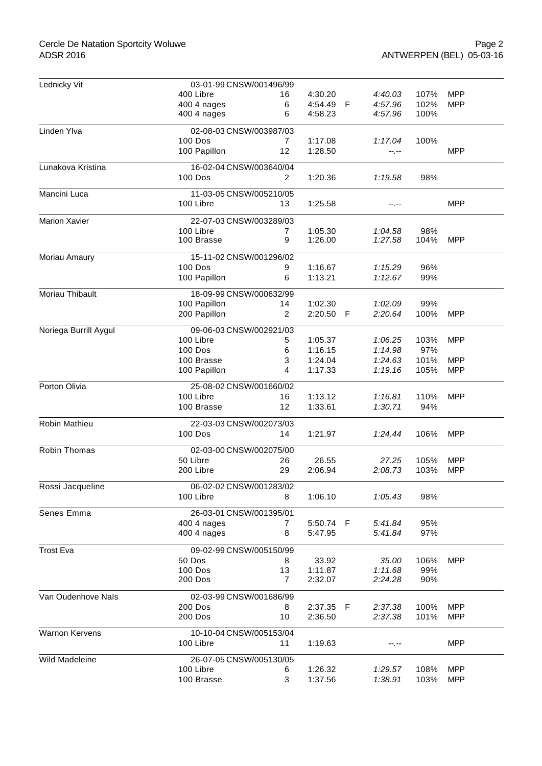| | | | | | | | |
|---|---|---|---|---|---|---|---|
| Lednicky Vit | 03-01-99 CNSW/001496/99 | | | | | | |
| | 400 Libre | 16 | 4:30.20 | | *4:40.03* | 107% | MPP |
| | 400 4 nages | 6 | 4:54.49 | F | *4:57.96* | 102% | MPP |
| | 400 4 nages | 6 | 4:58.23 | | *4:57.96* | 100% | |
| Linden Ylva | 02-08-03 CNSW/003987/03 | | | | | | |
| | 100 Dos | 7 | 1:17.08 | | *1:17.04* | 100% | |
| | 100 Papillon | 12 | 1:28.50 | | *--.--* | | MPP |
| Lunakova Kristina | 16-02-04 CNSW/003640/04 | | | | | | |
| | 100 Dos | 2 | 1:20.36 | | *1:19.58* | 98% | |
| Mancini Luca | 11-03-05 CNSW/005210/05 | | | | | | |
| | 100 Libre | 13 | 1:25.58 | | *--.--* | | MPP |
| Marion Xavier | 22-07-03 CNSW/003289/03 | | | | | | |
| | 100 Libre | 7 | 1:05.30 | | *1:04.58* | 98% | |
| | 100 Brasse | 9 | 1:26.00 | | *1:27.58* | 104% | MPP |
| Moriau Amaury | 15-11-02 CNSW/001296/02 | | | | | | |
| | 100 Dos | 9 | 1:16.67 | | *1:15.29* | 96% | |
| | 100 Papillon | 6 | 1:13.21 | | *1:12.67* | 99% | |
| Moriau Thibault | 18-09-99 CNSW/000632/99 | | | | | | |
| | 100 Papillon | 14 | 1:02.30 | | *1:02.09* | 99% | |
| | 200 Papillon | 2 | 2:20.50 | F | *2:20.64* | 100% | MPP |
| Noriega Burrill Aygul | 09-06-03 CNSW/002921/03 | | | | | | |
| | 100 Libre | 5 | 1:05.37 | | *1:06.25* | 103% | MPP |
| | 100 Dos | 6 | 1:16.15 | | *1:14.98* | 97% | |
| | 100 Brasse | 3 | 1:24.04 | | *1:24.63* | 101% | MPP |
| | 100 Papillon | 4 | 1:17.33 | | *1:19.16* | 105% | MPP |
| Porton Olivia | 25-08-02 CNSW/001660/02 | | | | | | |
| | 100 Libre | 16 | 1:13.12 | | *1:16.81* | 110% | MPP |
| | 100 Brasse | 12 | 1:33.61 | | *1:30.71* | 94% | |
| Robin Mathieu | 22-03-03 CNSW/002073/03 | | | | | | |
| | 100 Dos | 14 | 1:21.97 | | *1:24.44* | 106% | MPP |
| Robin Thomas | 02-03-00 CNSW/002075/00 | | | | | | |
| | 50 Libre | 26 | 26.55 | | *27.25* | 105% | MPP |
| | 200 Libre | 29 | 2:06.94 | | *2:08.73* | 103% | MPP |
| Rossi Jacqueline | 06-02-02 CNSW/001283/02 | | | | | | |
| | 100 Libre | 8 | 1:06.10 | | *1:05.43* | 98% | |
| Senes Emma | 26-03-01 CNSW/001395/01 | | | | | | |
| | 400 4 nages | 7 | 5:50.74 | F | *5:41.84* | 95% | |
| | 400 4 nages | 8 | 5:47.95 | | *5:41.84* | 97% | |
| Trost Eva | 09-02-99 CNSW/005150/99 | | | | | | |
| | 50 Dos | 8 | 33.92 | | *35.00* | 106% | MPP |
| | 100 Dos | 13 | 1:11.87 | | *1:11.68* | 99% | |
| | 200 Dos | 7 | 2:32.07 | | *2:24.28* | 90% | |
| Van Oudenhove Naïs | 02-03-99 CNSW/001686/99 | | | | | | |
| | 200 Dos | 8 | 2:37.35 | F | *2:37.38* | 100% | MPP |
| | 200 Dos | 10 | 2:36.50 | | *2:37.38* | 101% | MPP |
| Warnon Kervens | 10-10-04 CNSW/005153/04 | | | | | | |
| | 100 Libre | 11 | 1:19.63 | | *--.--* | | MPP |
| Wild Madeleine | 26-07-05 CNSW/005130/05 | | | | | | |
| | 100 Libre | 6 | 1:26.32 | | *1:29.57* | 108% | MPP |
| | 100 Brasse | 3 | 1:37.56 | | *1:38.91* | 103% | MPP |